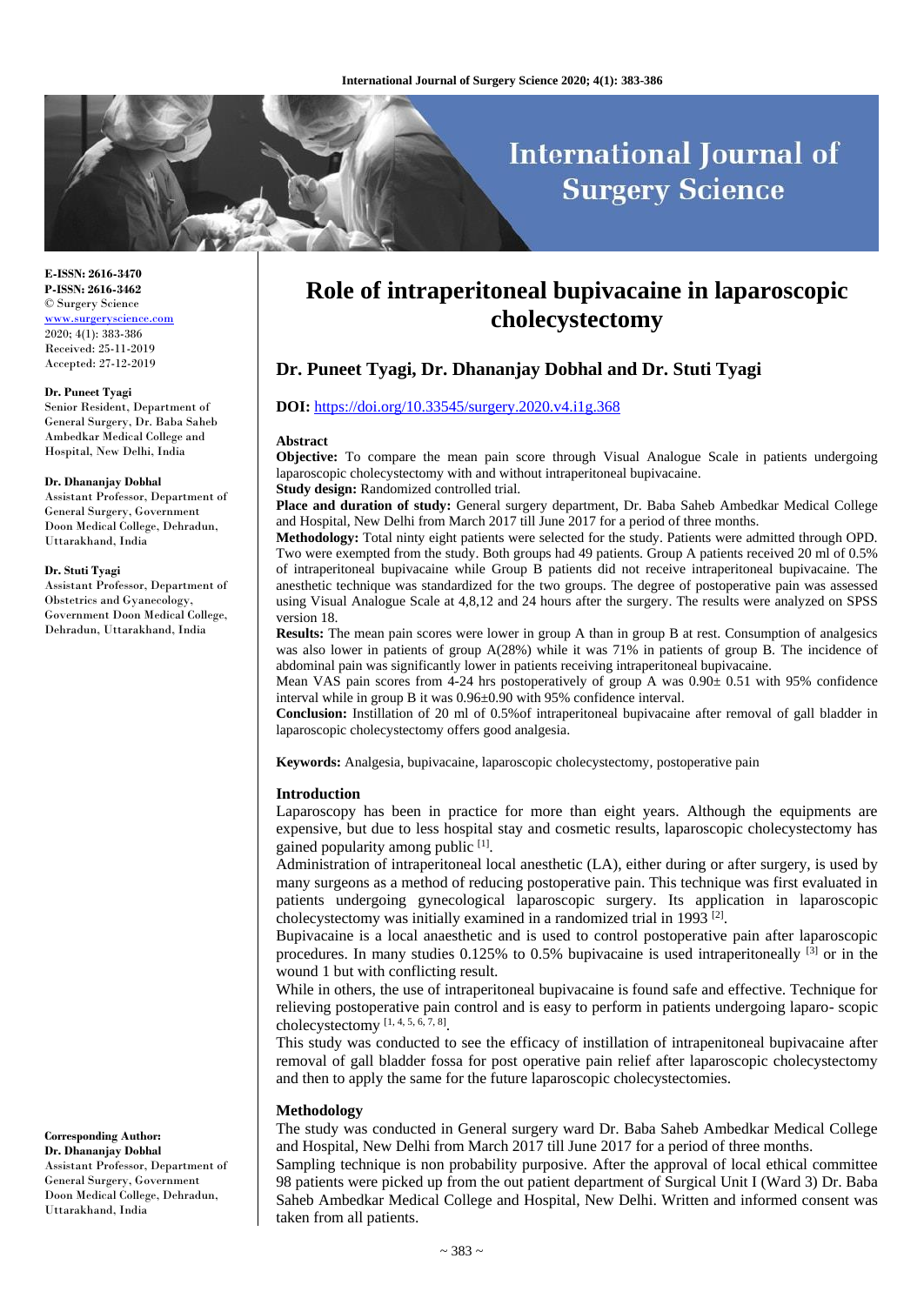E-ISSN: 2616-3470
P-ISSN: 2616-3462
© Surgery Science
www.surgeryscience.com
2020; 4(1): 383-386
Received: 25-11-2019
Accepted: 27-12-2019

**Dr. Puneet Tyagi**
Senior Resident, Department of General Surgery, Dr. Baba Saheb Ambedkar Medical College and Hospital, New Delhi, India

**Dr. Dhananjay Dobhal**
Assistant Professor, Department of General Surgery, Government Doon Medical College, Dehradun, Uttarakhand, India

**Dr. Stuti Tyagi**
Assistant Professor, Department of Obstetrics and Gyanecology, Government Doon Medical College, Dehradun, Uttarakhand, India

**Corresponding Author:**
**Dr. Dhananjay Dobhal**
Assistant Professor, Department of General Surgery, Government Doon Medical College, Dehradun, Uttarakhand, India

# Role of intraperitoneal bupivacaine in laparoscopic cholecystectomy

## Dr. Puneet Tyagi, Dr. Dhananjay Dobhal and Dr. Stuti Tyagi

**DOI:** https://doi.org/10.33545/surgery.2020.v4.i1g.368

### Abstract

**Objective:** To compare the mean pain score through Visual Analogue Scale in patients undergoing laparoscopic cholecystectomy with and without intraperitoneal bupivacaine.

**Study design:** Randomized controlled trial.

**Place and duration of study:** General surgery department, Dr. Baba Saheb Ambedkar Medical College and Hospital, New Delhi from March 2017 till June 2017 for a period of three months.

**Methodology:** Total ninty eight patients were selected for the study. Patients were admitted through OPD. Two were exempted from the study. Both groups had 49 patients. Group A patients received 20 ml of 0.5% of intraperitoneal bupivacaine while Group B patients did not receive intraperitoneal bupivacaine. The anesthetic technique was standardized for the two groups. The degree of postoperative pain was assessed using Visual Analogue Scale at 4,8,12 and 24 hours after the surgery. The results were analyzed on SPSS version 18.

**Results:** The mean pain scores were lower in group A than in group B at rest. Consumption of analgesics was also lower in patients of group A(28%) while it was 71% in patients of group B. The incidence of abdominal pain was significantly lower in patients receiving intraperitoneal bupivacaine.

Mean VAS pain scores from 4-24 hrs postoperatively of group A was 0.90± 0.51 with 95% confidence interval while in group B it was 0.96±0.90 with 95% confidence interval.

**Conclusion:** Instillation of 20 ml of 0.5%of intraperitoneal bupivacaine after removal of gall bladder in laparoscopic cholecystectomy offers good analgesia.

**Keywords:** Analgesia, bupivacaine, laparoscopic cholecystectomy, postoperative pain

### Introduction

Laparoscopy has been in practice for more than eight years. Although the equipments are expensive, but due to less hospital stay and cosmetic results, laparoscopic cholecystectomy has gained popularity among public [1].

Administration of intraperitoneal local anesthetic (LA), either during or after surgery, is used by many surgeons as a method of reducing postoperative pain. This technique was first evaluated in patients undergoing gynecological laparoscopic surgery. Its application in laparoscopic cholecystectomy was initially examined in a randomized trial in 1993 [2].

Bupivacaine is a local anaesthetic and is used to control postoperative pain after laparoscopic procedures. In many studies 0.125% to 0.5% bupivacaine is used intraperitoneally [3] or in the wound 1 but with conflicting result.

While in others, the use of intraperitoneal bupivacaine is found safe and effective. Technique for relieving postoperative pain control and is easy to perform in patients undergoing laparo- scopic cholecystectomy [1, 4, 5, 6, 7, 8].

This study was conducted to see the efficacy of instillation of intrapenitoneal bupivacaine after removal of gall bladder fossa for post operative pain relief after laparoscopic cholecystectomy and then to apply the same for the future laparoscopic cholecystectomies.

### Methodology

The study was conducted in General surgery ward Dr. Baba Saheb Ambedkar Medical College and Hospital, New Delhi from March 2017 till June 2017 for a period of three months.

Sampling technique is non probability purposive. After the approval of local ethical committee 98 patients were picked up from the out patient department of Surgical Unit I (Ward 3) Dr. Baba Saheb Ambedkar Medical College and Hospital, New Delhi. Written and informed consent was taken from all patients.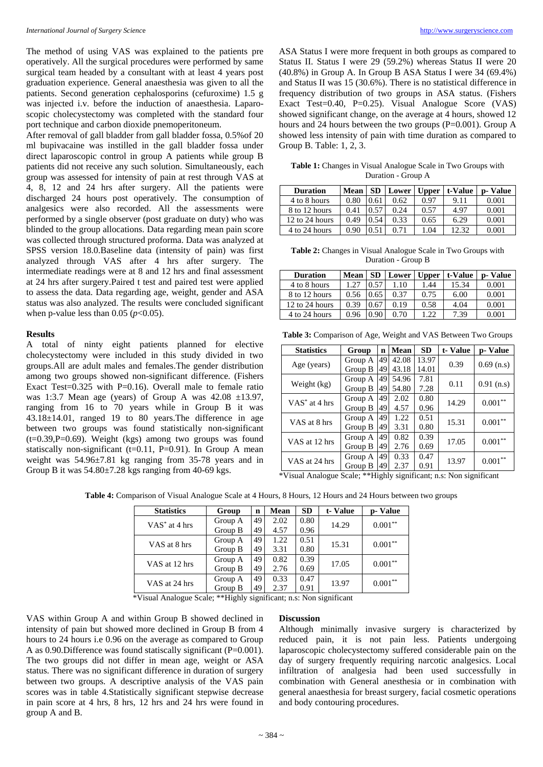The method of using VAS was explained to the patients pre operatively. All the surgical procedures were performed by same surgical team headed by a consultant with at least 4 years post graduation experience. General anaesthesia was given to all the patients. Second generation cephalosporins (cefuroxime) 1.5 g was injected i.v. before the induction of anaesthesia. Laparoscopic cholecystectomy was completed with the standard four port technique and carbon dioxide pnemoperitoneum.

After removal of gall bladder from gall bladder fossa, 0.5%of 20 ml bupivacaine was instilled in the gall bladder fossa under direct laparoscopic control in group A patients while group B patients did not receive any such solution. Simultaneously, each group was assessed for intensity of pain at rest through VAS at 4, 8, 12 and 24 hrs after surgery. All the patients were discharged 24 hours post operatively. The consumption of analgesics were also recorded. All the assessments were performed by a single observer (post graduate on duty) who was blinded to the group allocations. Data regarding mean pain score was collected through structured proforma. Data was analyzed at SPSS version 18.0.Baseline data (intensity of pain) was first analyzed through VAS after 4 hrs after surgery. The intermediate readings were at 8 and 12 hrs and final assessment at 24 hrs after surgery.Paired t test and paired test were applied to assess the data. Data regarding age, weight, gender and ASA status was also analyzed. The results were concluded significant when p-value less than 0.05 ($p<0.05$).

## Results

A total of ninty eight patients planned for elective cholecystectomy were included in this study divided in two groups.All are adult males and females.The gender distribution among two groups showed non-significant difference. (Fishers Exact Test=0.325 with P=0.16). Overall male to female ratio was 1:3.7 Mean age (years) of Group A was 42.08 ±13.97, ranging from 16 to 70 years while in Group B it was 43.18±14.01, ranged 19 to 80 years.The difference in age between two groups was found statistically non-significant (t=0.39,P=0.69). Weight (kgs) among two groups was found statiscally non-significant (t=0.11, P=0.91). In Group A mean weight was 54.96±7.81 kg ranging from 35-78 years and in Group B it was 54.80±7.28 kgs ranging from 40-69 kgs.

ASA Status I were more frequent in both groups as compared to Status II. Status I were 29 (59.2%) whereas Status II were 20 (40.8%) in Group A. In Group B ASA Status I were 34 (69.4%) and Status II was 15 (30.6%). There is no statistical difference in frequency distribution of two groups in ASA status. (Fishers Exact Test=0.40, P=0.25). Visual Analogue Score (VAS) showed significant change, on the average at 4 hours, showed 12 hours and 24 hours between the two groups (P=0.001). Group A showed less intensity of pain with time duration as compared to Group B. Table: 1, 2, 3.

**Table 1:** Changes in Visual Analogue Scale in Two Groups with Duration - Group A

| Duration | Mean | SD | Lower | Upper | t-Value | p- Value |
|---|---|---|---|---|---|---|
| 4 to 8 hours | 0.80 | 0.61 | 0.62 | 0.97 | 9.11 | 0.001 |
| 8 to 12 hours | 0.41 | 0.57 | 0.24 | 0.57 | 4.97 | 0.001 |
| 12 to 24 hours | 0.49 | 0.54 | 0.33 | 0.65 | 6.29 | 0.001 |
| 4 to 24 hours | 0.90 | 0.51 | 0.71 | 1.04 | 12.32 | 0.001 |

**Table 2:** Changes in Visual Analogue Scale in Two Groups with Duration - Group B

| Duration | Mean | SD | Lower | Upper | t-Value | p- Value |
|---|---|---|---|---|---|---|
| 4 to 8 hours | 1.27 | 0.57 | 1.10 | 1.44 | 15.34 | 0.001 |
| 8 to 12 hours | 0.56 | 0.65 | 0.37 | 0.75 | 6.00 | 0.001 |
| 12 to 24 hours | 0.39 | 0.67 | 0.19 | 0.58 | 4.04 | 0.001 |
| 4 to 24 hours | 0.96 | 0.90 | 0.70 | 1.22 | 7.39 | 0.001 |

**Table 3:** Comparison of Age, Weight and VAS Between Two Groups

| Statistics | Group | n | Mean | SD | t- Value | p- Value |
|---|---|---|---|---|---|---|
| Age (years) | Group A | 49 | 42.08 | 13.97 | 0.39 | 0.69 (n.s) |
| | Group B | 49 | 43.18 | 14.01 | | |
| Weight (kg) | Group A | 49 | 54.96 | 7.81 | 0.11 | 0.91 (n.s) |
| | Group B | 49 | 54.80 | 7.28 | | |
| VAS* at 4 hrs | Group A | 49 | 2.02 | 0.80 | 14.29 | 0.001** |
| | Group B | 49 | 4.57 | 0.96 | | |
| VAS at 8 hrs | Group A | 49 | 1.22 | 0.51 | 15.31 | 0.001** |
| | Group B | 49 | 3.31 | 0.80 | | |
| VAS at 12 hrs | Group A | 49 | 0.82 | 0.39 | 17.05 | 0.001** |
| | Group B | 49 | 2.76 | 0.69 | | |
| VAS at 24 hrs | Group A | 49 | 0.33 | 0.47 | 13.97 | 0.001** |
| | Group B | 49 | 2.37 | 0.91 | | |

*Visual Analogue Scale; **Highly significant; n.s: Non significant

**Table 4:** Comparison of Visual Analogue Scale at 4 Hours, 8 Hours, 12 Hours and 24 Hours between two groups

| Statistics | Group | n | Mean | SD | t- Value | p- Value |
|---|---|---|---|---|---|---|
| VAS* at 4 hrs | Group A | 49 | 2.02 | 0.80 | 14.29 | 0.001** |
| | Group B | 49 | 4.57 | 0.96 | | |
| VAS at 8 hrs | Group A | 49 | 1.22 | 0.51 | 15.31 | 0.001** |
| | Group B | 49 | 3.31 | 0.80 | | |
| VAS at 12 hrs | Group A | 49 | 0.82 | 0.39 | 17.05 | 0.001** |
| | Group B | 49 | 2.76 | 0.69 | | |
| VAS at 24 hrs | Group A | 49 | 0.33 | 0.47 | 13.97 | 0.001** |
| | Group B | 49 | 2.37 | 0.91 | | |

*Visual Analogue Scale; **Highly significant; n.s: Non significant

VAS within Group A and within Group B showed declined in intensity of pain but showed more declined in Group B from 4 hours to 24 hours i.e 0.96 on the average as compared to Group A as 0.90.Difference was found statiscally significant (P=0.001). The two groups did not differ in mean age, weight or ASA status. There was no significant difference in duration of surgery between two groups. A descriptive analysis of the VAS pain scores was in table 4.Statistically significant stepwise decrease in pain score at 4 hrs, 8 hrs, 12 hrs and 24 hrs were found in group A and B.

## Discussion

Although minimally invasive surgery is characterized by reduced pain, it is not pain less. Patients undergoing laparoscopic cholecystectomy suffered considerable pain on the day of surgery frequently requiring narcotic analgesics. Local infiltration of analgesia had been used successfully in combination with General anesthesia or in combination with general anaesthesia for breast surgery, facial cosmetic operations and body contouring procedures.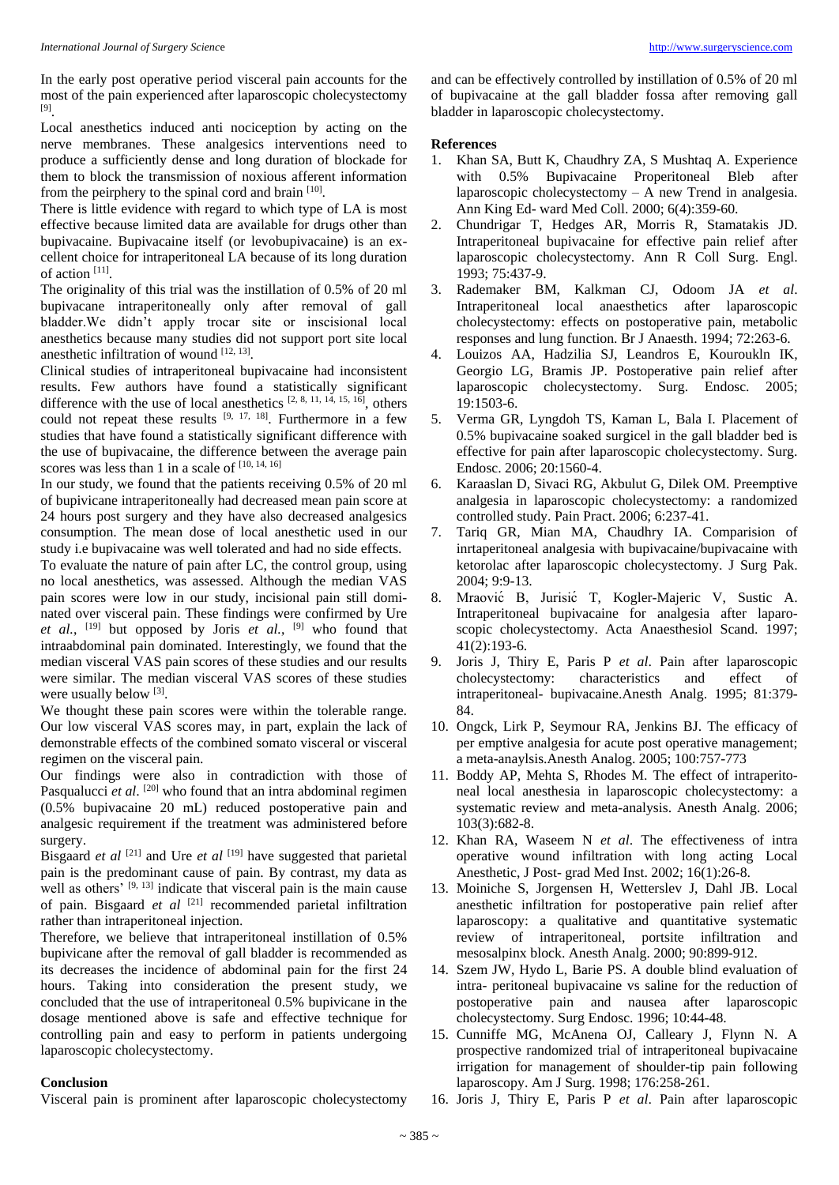In the early post operative period visceral pain accounts for the most of the pain experienced after laparoscopic cholecystectomy [9].

Local anesthetics induced anti nociception by acting on the nerve membranes. These analgesics interventions need to produce a sufficiently dense and long duration of blockade for them to block the transmission of noxious afferent information from the peirphery to the spinal cord and brain [10].

There is little evidence with regard to which type of LA is most effective because limited data are available for drugs other than bupivacaine. Bupivacaine itself (or levobupivacaine) is an excellent choice for intraperitoneal LA because of its long duration of action [11].

The originality of this trial was the instillation of 0.5% of 20 ml bupivacane intraperitoneally only after removal of gall bladder.We didn't apply trocar site or inscisional local anesthetics because many studies did not support port site local anesthetic infiltration of wound [12, 13].

Clinical studies of intraperitoneal bupivacaine had inconsistent results. Few authors have found a statistically significant difference with the use of local anesthetics [2, 8, 11, 14, 15, 16], others could not repeat these results [9, 17, 18]. Furthermore in a few studies that have found a statistically significant difference with the use of bupivacaine, the difference between the average pain scores was less than 1 in a scale of [10, 14, 16]

In our study, we found that the patients receiving 0.5% of 20 ml of bupivicane intraperitoneally had decreased mean pain score at 24 hours post surgery and they have also decreased analgesics consumption. The mean dose of local anesthetic used in our study i.e bupivacaine was well tolerated and had no side effects.

To evaluate the nature of pain after LC, the control group, using no local anesthetics, was assessed. Although the median VAS pain scores were low in our study, incisional pain still dominated over visceral pain. These findings were confirmed by Ure *et al.*, [19] but opposed by Joris *et al.*, [9] who found that intraabdominal pain dominated. Interestingly, we found that the median visceral VAS pain scores of these studies and our results were similar. The median visceral VAS scores of these studies were usually below [3].

We thought these pain scores were within the tolerable range. Our low visceral VAS scores may, in part, explain the lack of demonstrable effects of the combined somato visceral or visceral regimen on the visceral pain.

Our findings were also in contradiction with those of Pasqualucci *et al*. [20] who found that an intra abdominal regimen (0.5% bupivacaine 20 mL) reduced postoperative pain and analgesic requirement if the treatment was administered before surgery.

Bisgaard *et al* [21] and Ure *et al* [19] have suggested that parietal pain is the predominant cause of pain. By contrast, my data as well as others' [9, 13] indicate that visceral pain is the main cause of pain. Bisgaard *et al* [21] recommended parietal infiltration rather than intraperitoneal injection.

Therefore, we believe that intraperitoneal instillation of 0.5% bupivicane after the removal of gall bladder is recommended as its decreases the incidence of abdominal pain for the first 24 hours. Taking into consideration the present study, we concluded that the use of intraperitoneal 0.5% bupivicane in the dosage mentioned above is safe and effective technique for controlling pain and easy to perform in patients undergoing laparoscopic cholecystectomy.

## Conclusion

Visceral pain is prominent after laparoscopic cholecystectomy and can be effectively controlled by instillation of 0.5% of 20 ml of bupivacaine at the gall bladder fossa after removing gall bladder in laparoscopic cholecystectomy.

## References

1. Khan SA, Butt K, Chaudhry ZA, S Mushtaq A. Experience with 0.5% Bupivacaine Properitoneal Bleb after laparoscopic cholecystectomy – A new Trend in analgesia. Ann King Ed- ward Med Coll. 2000; 6(4):359-60.
2. Chundrigar T, Hedges AR, Morris R, Stamatakis JD. Intraperitoneal bupivacaine for effective pain relief after laparoscopic cholecystectomy. Ann R Coll Surg. Engl. 1993; 75:437-9.
3. Rademaker BM, Kalkman CJ, Odoom JA *et al*. Intraperitoneal local anaesthetics after laparoscopic cholecystectomy: effects on postoperative pain, metabolic responses and lung function. Br J Anaesth. 1994; 72:263-6.
4. Louizos AA, Hadzilia SJ, Leandros E, Kouroukln IK, Georgio LG, Bramis JP. Postoperative pain relief after laparoscopic cholecystectomy. Surg. Endosc. 2005; 19:1503-6.
5. Verma GR, Lyngdoh TS, Kaman L, Bala I. Placement of 0.5% bupivacaine soaked surgicel in the gall bladder bed is effective for pain after laparoscopic cholecystectomy. Surg. Endosc. 2006; 20:1560-4.
6. Karaaslan D, Sivaci RG, Akbulut G, Dilek OM. Preemptive analgesia in laparoscopic cholecystectomy: a randomized controlled study. Pain Pract. 2006; 6:237-41.
7. Tariq GR, Mian MA, Chaudhry IA. Comparision of inrtaperitoneal analgesia with bupivacaine/bupivacaine with ketorolac after laparoscopic cholecystectomy. J Surg Pak. 2004; 9:9-13.
8. Mraović B, Jurisić T, Kogler-Majeric V, Sustic A. Intraperitoneal bupivacaine for analgesia after laparoscopic cholecystectomy. Acta Anaesthesiol Scand. 1997; 41(2):193-6.
9. Joris J, Thiry E, Paris P *et al*. Pain after laparoscopic cholecystectomy: characteristics and effect of intraperitoneal- bupivacaine.Anesth Analg. 1995; 81:379-84.
10. Ongck, Lirk P, Seymour RA, Jenkins BJ. The efficacy of per emptive analgesia for acute post operative management; a meta-anaylsis.Anesth Analog. 2005; 100:757-773
11. Boddy AP, Mehta S, Rhodes M. The effect of intraperitoneal local anesthesia in laparoscopic cholecystectomy: a systematic review and meta-analysis. Anesth Analg. 2006; 103(3):682-8.
12. Khan RA, Waseem N *et al*. The effectiveness of intra operative wound infiltration with long acting Local Anesthetic, J Post- grad Med Inst. 2002; 16(1):26-8.
13. Moiniche S, Jorgensen H, Wetterslev J, Dahl JB. Local anesthetic infiltration for postoperative pain relief after laparoscopy: a qualitative and quantitative systematic review of intraperitoneal, portsite infiltration and mesosalpinx block. Anesth Analg. 2000; 90:899-912.
14. Szem JW, Hydo L, Barie PS. A double blind evaluation of intra- peritoneal bupivacaine vs saline for the reduction of postoperative pain and nausea after laparoscopic cholecystectomy. Surg Endosc. 1996; 10:44-48.
15. Cunniffe MG, McAnena OJ, Calleary J, Flynn N. A prospective randomized trial of intraperitoneal bupivacaine irrigation for management of shoulder-tip pain following laparoscopy. Am J Surg. 1998; 176:258-261.
16. Joris J, Thiry E, Paris P *et al*. Pain after laparoscopic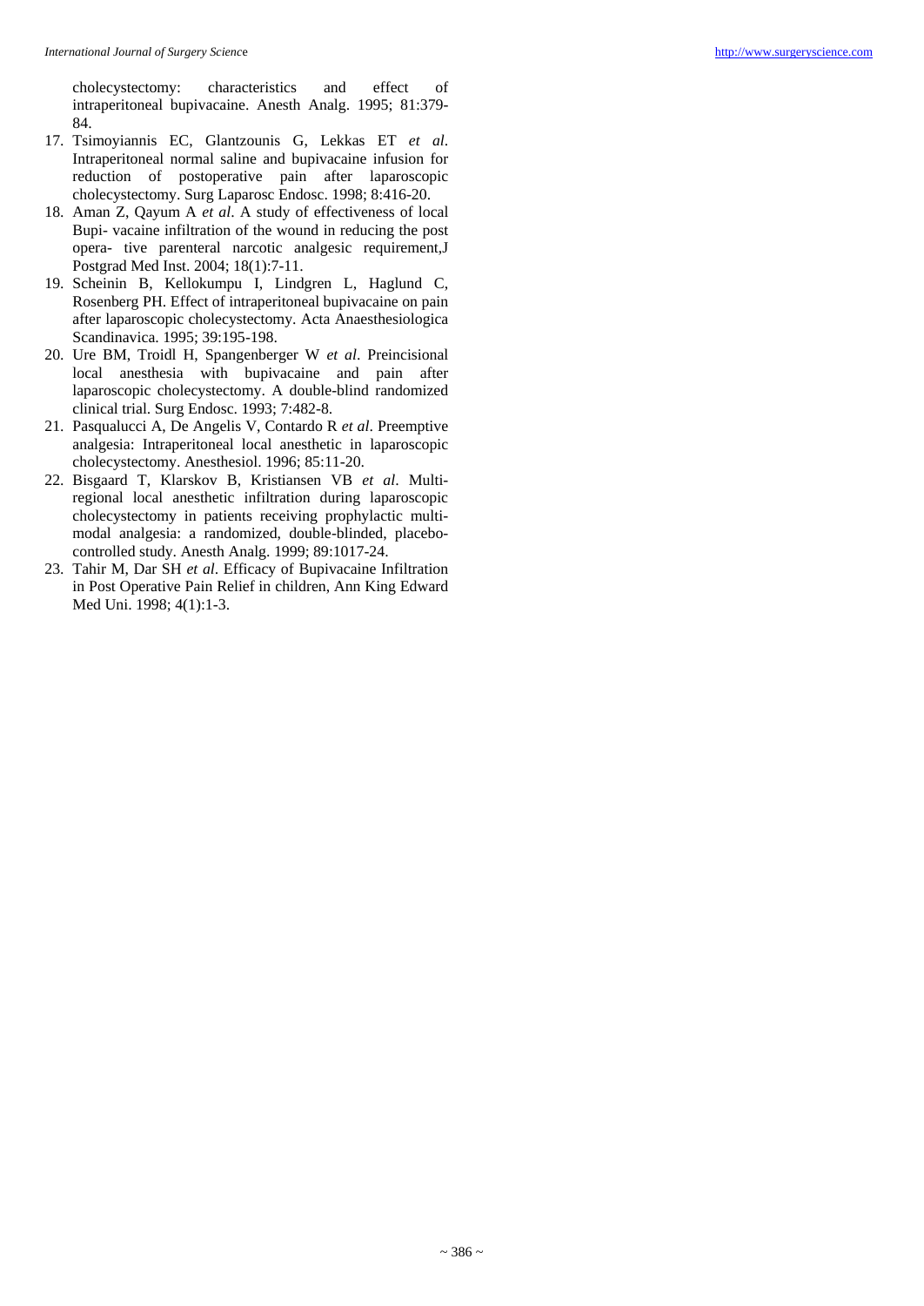cholecystectomy: characteristics and effect of intraperitoneal bupivacaine. Anesth Analg. 1995; 81:379-84.

17. Tsimoyiannis EC, Glantzounis G, Lekkas ET *et al*. Intraperitoneal normal saline and bupivacaine infusion for reduction of postoperative pain after laparoscopic cholecystectomy. Surg Laparosc Endosc. 1998; 8:416-20.
18. Aman Z, Qayum A *et al*. A study of effectiveness of local Bupi- vacaine infiltration of the wound in reducing the post opera- tive parenteral narcotic analgesic requirement,J Postgrad Med Inst. 2004; 18(1):7-11.
19. Scheinin B, Kellokumpu I, Lindgren L, Haglund C, Rosenberg PH. Effect of intraperitoneal bupivacaine on pain after laparoscopic cholecystectomy. Acta Anaesthesiologica Scandinavica. 1995; 39:195-198.
20. Ure BM, Troidl H, Spangenberger W *et al*. Preincisional local anesthesia with bupivacaine and pain after laparoscopic cholecystectomy. A double-blind randomized clinical trial. Surg Endosc. 1993; 7:482-8.
21. Pasqualucci A, De Angelis V, Contardo R *et al*. Preemptive analgesia: Intraperitoneal local anesthetic in laparoscopic cholecystectomy. Anesthesiol. 1996; 85:11-20.
22. Bisgaard T, Klarskov B, Kristiansen VB *et al*. Multi-regional local anesthetic infiltration during laparoscopic cholecystectomy in patients receiving prophylactic multi-modal analgesia: a randomized, double-blinded, placebo-controlled study. Anesth Analg. 1999; 89:1017-24.
23. Tahir M, Dar SH *et al*. Efficacy of Bupivacaine Infiltration in Post Operative Pain Relief in children, Ann King Edward Med Uni. 1998; 4(1):1-3.